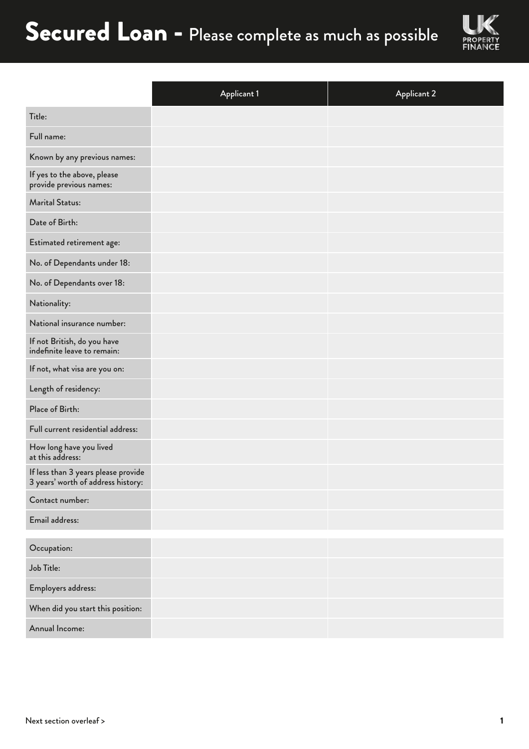# Secured Loan - Please complete as much as possible

| | Applicant 1 | Applicant 2 |
|---|---|---|
| Title: | | |
| Full name: | | |
| Known by any previous names: | | |
| If yes to the above, please provide previous names: | | |
| Marital Status: | | |
| Date of Birth: | | |
| Estimated retirement age: | | |
| No. of Dependants under 18: | | |
| No. of Dependants over 18: | | |
| Nationality: | | |
| National insurance number: | | |
| If not British, do you have indefinite leave to remain: | | |
| If not, what visa are you on: | | |
| Length of residency: | | |
| Place of Birth: | | |
| Full current residential address: | | |
| How long have you lived at this address: | | |
| If less than 3 years please provide 3 years' worth of address history: | | |
| Contact number: | | |
| Email address: | | |

| | | |
|---|---|---|
| Occupation: | | |
| Job Title: | | |
| Employers address: | | |
| When did you start this position: | | |
| Annual Income: | | |

Next section overleaf >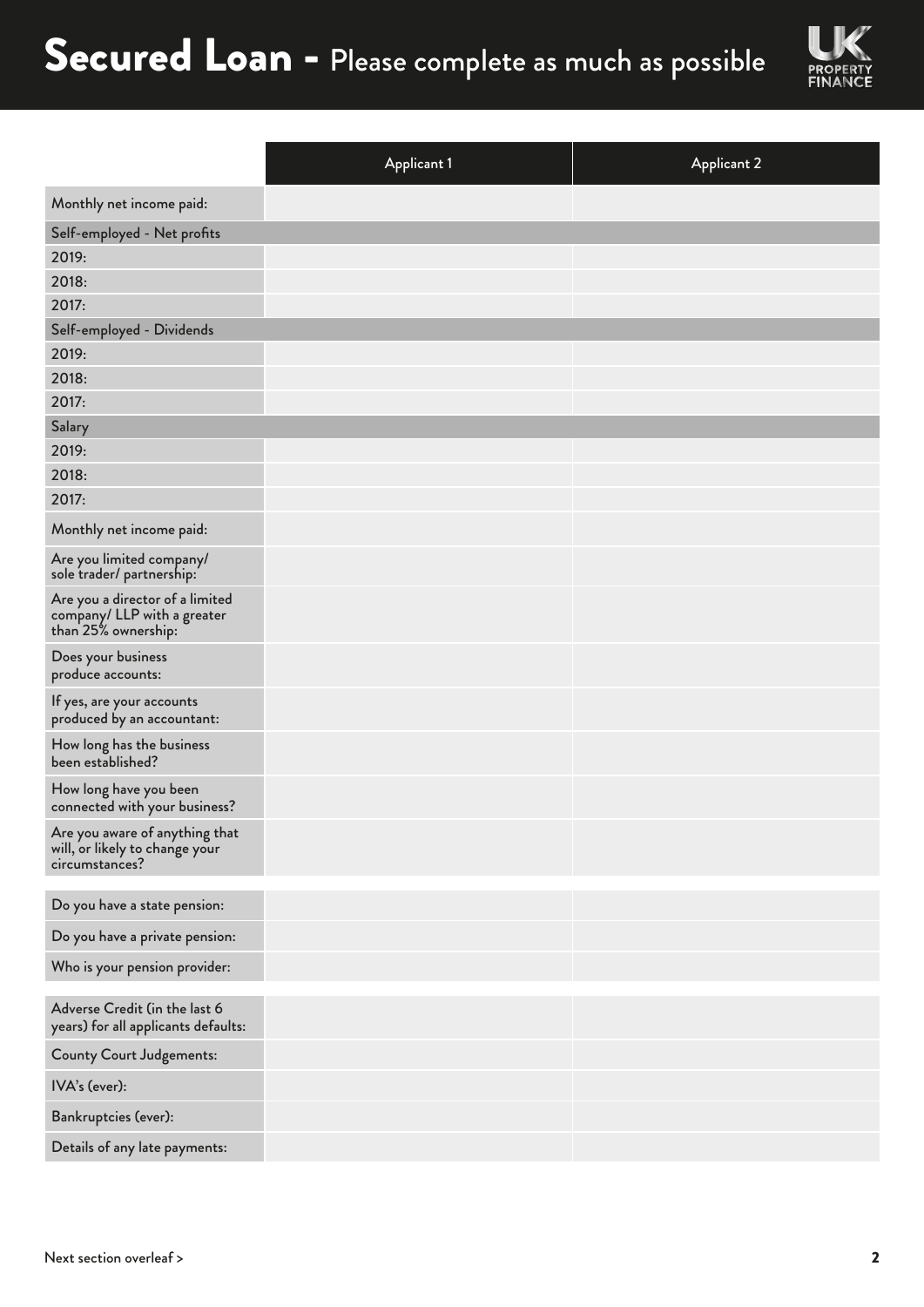# Secured Loan - Please complete as much as possible

| | Applicant 1 | Applicant 2 |
|---|---|---|
| Monthly net income paid: | | |
| Self-employed - Net profits | | |
| 2019: | | |
| 2018: | | |
| 2017: | | |
| Self-employed - Dividends | | |
| 2019: | | |
| 2018: | | |
| 2017: | | |
| Salary | | |
| 2019: | | |
| 2018: | | |
| 2017: | | |
| Monthly net income paid: | | |
| Are you limited company/ sole trader/ partnership: | | |
| Are you a director of a limited company/ LLP with a greater than 25% ownership: | | |
| Does your business produce accounts: | | |
| If yes, are your accounts produced by an accountant: | | |
| How long has the business been established? | | |
| How long have you been connected with your business? | | |
| Are you aware of anything that will, or likely to change your circumstances? | | |

| | | |
|---|---|---|
| Do you have a state pension: | | |
| Do you have a private pension: | | |
| Who is your pension provider: | | |

| | | |
|---|---|---|
| Adverse Credit (in the last 6 years) for all applicants defaults: | | |
| County Court Judgements: | | |
| IVA's (ever): | | |
| Bankruptcies (ever): | | |
| Details of any late payments: | | |

Next section overleaf >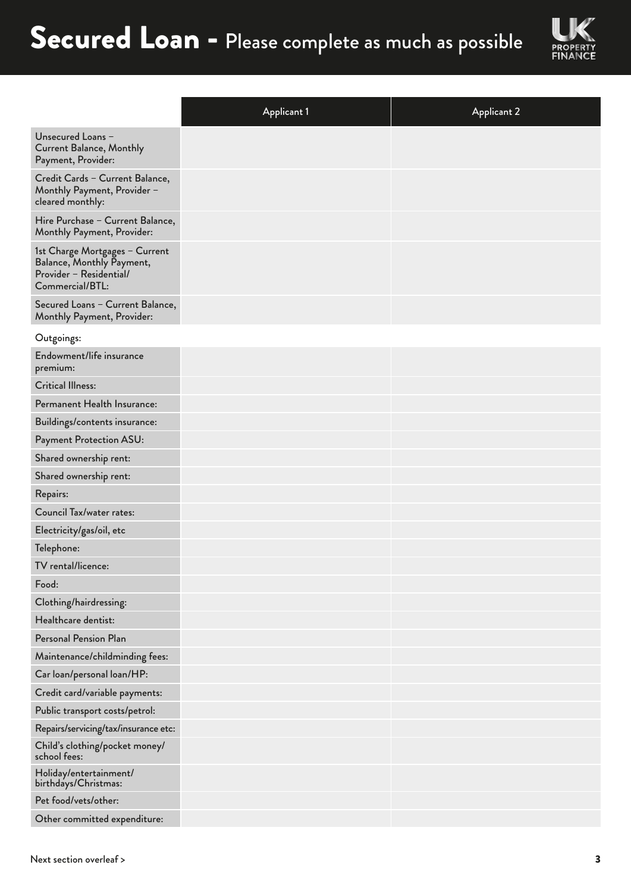# Secured Loan - Please complete as much as possible

| | Applicant 1 | Applicant 2 |
|---|---|---|
| Unsecured Loans – Current Balance, Monthly Payment, Provider: | | |
| Credit Cards – Current Balance, Monthly Payment, Provider – cleared monthly: | | |
| Hire Purchase – Current Balance, Monthly Payment, Provider: | | |
| 1st Charge Mortgages – Current Balance, Monthly Payment, Provider – Residential/ Commercial/BTL: | | |
| Secured Loans – Current Balance, Monthly Payment, Provider: | | |
| Outgoings: | | |
| Endowment/life insurance premium: | | |
| Critical Illness: | | |
| Permanent Health Insurance: | | |
| Buildings/contents insurance: | | |
| Payment Protection ASU: | | |
| Shared ownership rent: | | |
| Shared ownership rent: | | |
| Repairs: | | |
| Council Tax/water rates: | | |
| Electricity/gas/oil, etc | | |
| Telephone: | | |
| TV rental/licence: | | |
| Food: | | |
| Clothing/hairdressing: | | |
| Healthcare dentist: | | |
| Personal Pension Plan | | |
| Maintenance/childminding fees: | | |
| Car loan/personal loan/HP: | | |
| Credit card/variable payments: | | |
| Public transport costs/petrol: | | |
| Repairs/servicing/tax/insurance etc: | | |
| Child's clothing/pocket money/ school fees: | | |
| Holiday/entertainment/ birthdays/Christmas: | | |
| Pet food/vets/other: | | |
| Other committed expenditure: | | |

Next section overleaf >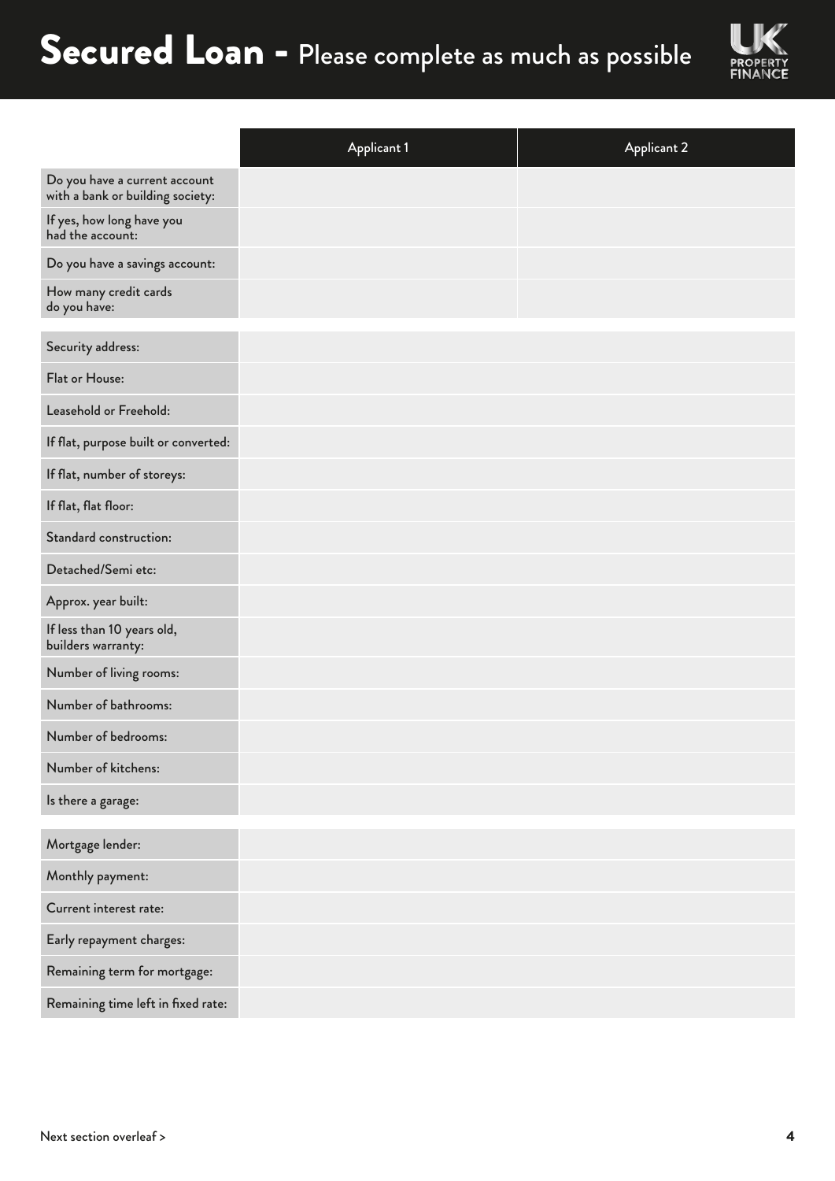# Secured Loan - Please complete as much as possible

| | Applicant 1 | Applicant 2 |
|---|---|---|
| Do you have a current account with a bank or building society: | | |
| If yes, how long have you had the account: | | |
| Do you have a savings account: | | |
| How many credit cards do you have: | | |

| | |
|---|---|
| Security address: | |
| Flat or House: | |
| Leasehold or Freehold: | |
| If flat, purpose built or converted: | |
| If flat, number of storeys: | |
| If flat, flat floor: | |
| Standard construction: | |
| Detached/Semi etc: | |
| Approx. year built: | |
| If less than 10 years old, builders warranty: | |
| Number of living rooms: | |
| Number of bathrooms: | |
| Number of bedrooms: | |
| Number of kitchens: | |
| Is there a garage: | |

| | |
|---|---|
| Mortgage lender: | |
| Monthly payment: | |
| Current interest rate: | |
| Early repayment charges: | |
| Remaining term for mortgage: | |
| Remaining time left in fixed rate: | |

Next section overleaf >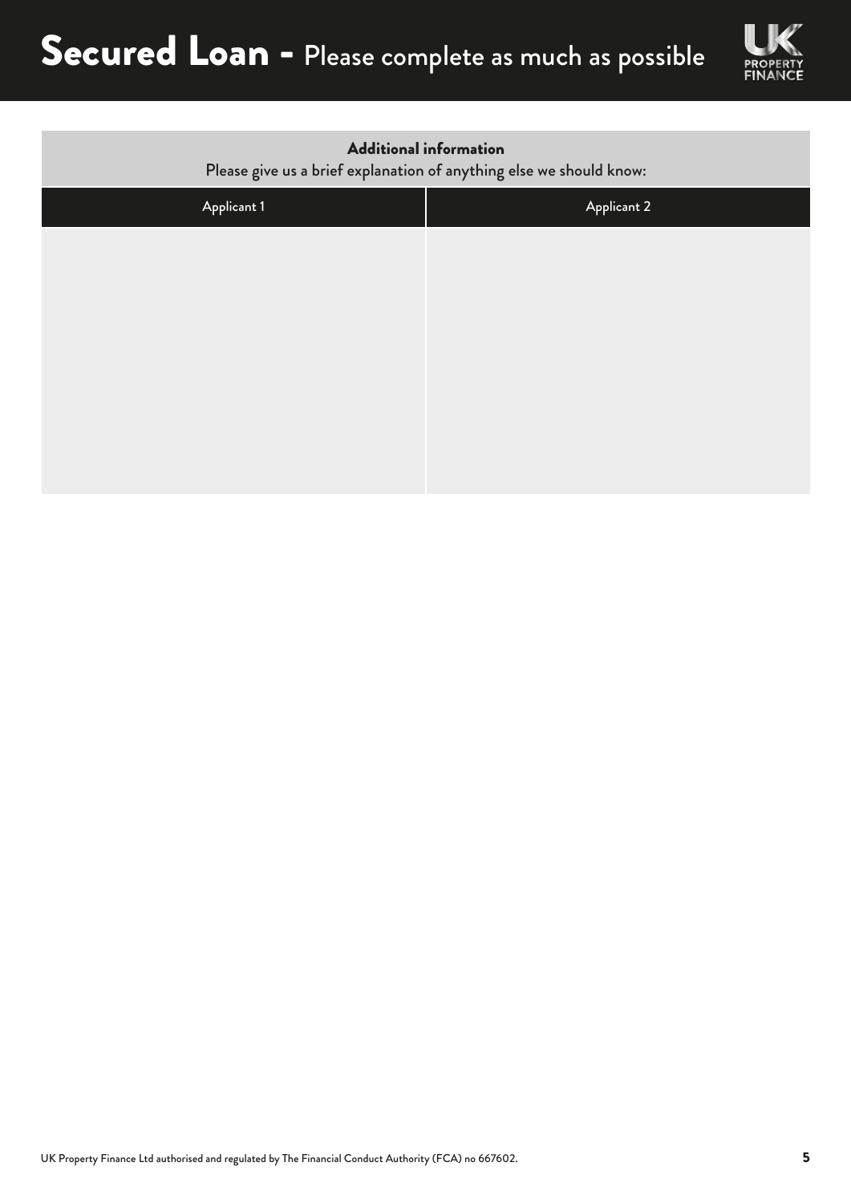# Secured Loan - Please complete as much as possible

**Additional information**

Please give us a brief explanation of anything else we should know:

| Applicant 1 | Applicant 2 |
|---|---|
| | |

UK Property Finance Ltd authorised and regulated by The Financial Conduct Authority (FCA) no 667602.